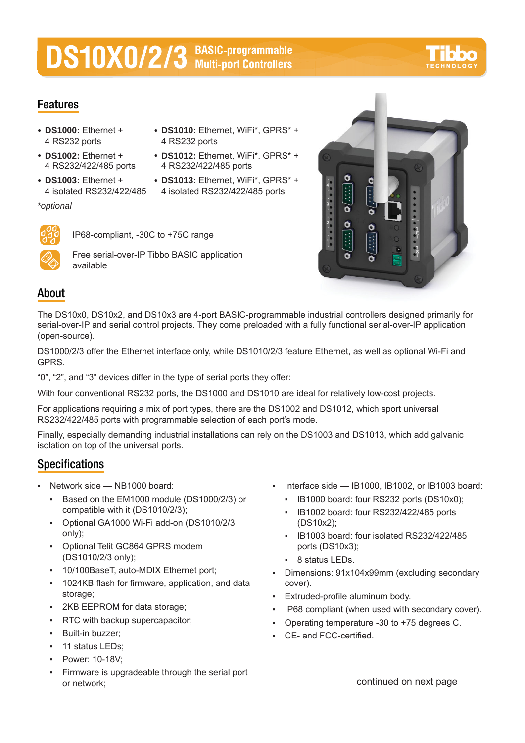# DS10X0/2/3 BASIC-programmable Multi-port Controllers

## Features

- **DS1000:** Ethernet + 4 RS232 ports
- **DS1002:** Ethernet + 4 RS232/422/485 ports
- **DS1003:** Ethernet + 4 isolated RS232/422/485
- **DS1010:** Ethernet, WiFi*, GPRS* + 4 RS232 ports
- **DS1012:** Ethernet, WiFi*, GPRS* + 4 RS232/422/485 ports
- **DS1013:** Ethernet, WiFi*, GPRS* + 4 isolated RS232/422/485 ports

*optional

IP68-compliant, -30C to +75C range

Free serial-over-IP Tibbo BASIC application available

## About

The DS10x0, DS10x2, and DS10x3 are 4-port BASIC-programmable industrial controllers designed primarily for serial-over-IP and serial control projects. They come preloaded with a fully functional serial-over-IP application (open-source).

DS1000/2/3 offer the Ethernet interface only, while DS1010/2/3 feature Ethernet, as well as optional Wi-Fi and GPRS.

"0", "2", and "3" devices differ in the type of serial ports they offer:

With four conventional RS232 ports, the DS1000 and DS1010 are ideal for relatively low-cost projects.

For applications requiring a mix of port types, there are the DS1002 and DS1012, which sport universal RS232/422/485 ports with programmable selection of each port's mode.

Finally, especially demanding industrial installations can rely on the DS1003 and DS1013, which add galvanic isolation on top of the universal ports.

## Specifications

- Network side — NB1000 board:
  - Based on the EM1000 module (DS1000/2/3) or compatible with it (DS1010/2/3);
  - Optional GA1000 Wi-Fi add-on (DS1010/2/3 only);
  - Optional Telit GC864 GPRS modem (DS1010/2/3 only);
  - 10/100BaseT, auto-MDIX Ethernet port;
  - 1024KB flash for firmware, application, and data storage;
  - 2KB EEPROM for data storage;
  - RTC with backup supercapacitor;
  - Built-in buzzer;
  - 11 status LEDs;
  - Power: 10-18V;
  - Firmware is upgradeable through the serial port or network;
- Interface side — IB1000, IB1002, or IB1003 board:
  - IB1000 board: four RS232 ports (DS10x0);
  - IB1002 board: four RS232/422/485 ports (DS10x2);
  - IB1003 board: four isolated RS232/422/485 ports (DS10x3);
  - 8 status LEDs.
- Dimensions: 91x104x99mm (excluding secondary cover).
- Extruded-profile aluminum body.
- IP68 compliant (when used with secondary cover).
- Operating temperature -30 to +75 degrees C.
- CE- and FCC-certified.

continued on next page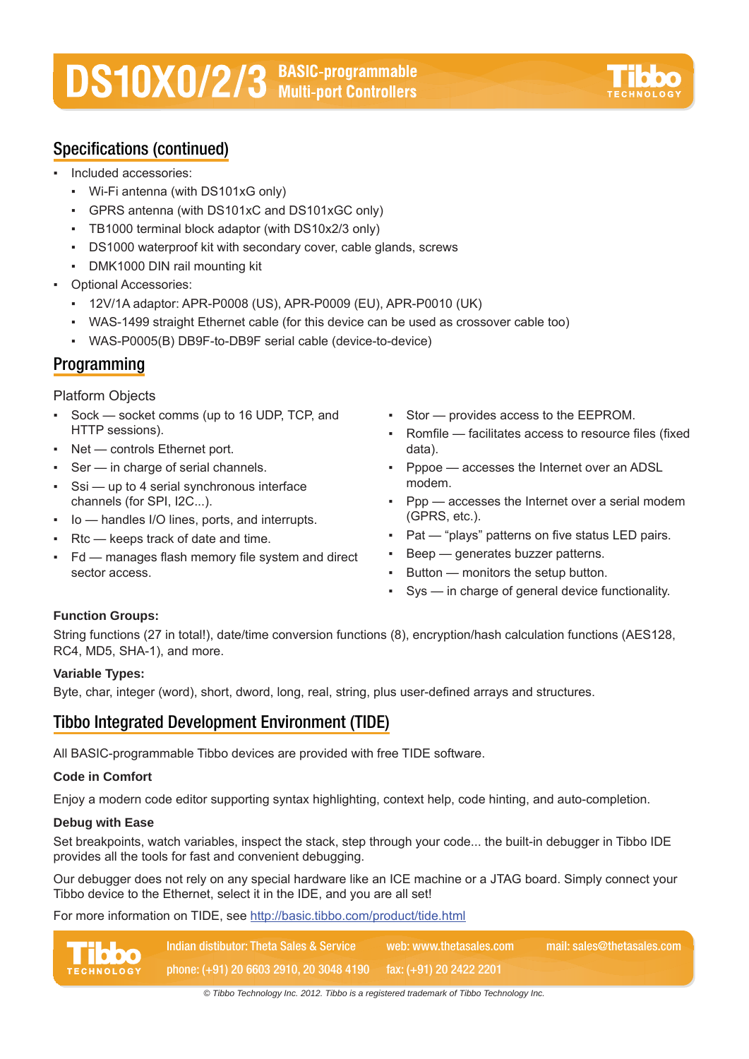## Specifications (continued)

- Included accessories:
  - Wi-Fi antenna (with DS101xG only)
  - GPRS antenna (with DS101xC and DS101xGC only)
  - TB1000 terminal block adaptor (with DS10x2/3 only)
  - DS1000 waterproof kit with secondary cover, cable glands, screws
  - DMK1000 DIN rail mounting kit
- Optional Accessories:
  - 12V/1A adaptor: APR-P0008 (US), APR-P0009 (EU), APR-P0010 (UK)
  - WAS-1499 straight Ethernet cable (for this device can be used as crossover cable too)
  - WAS-P0005(B) DB9F-to-DB9F serial cable (device-to-device)

## Programming

### Platform Objects

- Sock — socket comms (up to 16 UDP, TCP, and HTTP sessions).
- Net — controls Ethernet port.
- Ser — in charge of serial channels.
- Ssi — up to 4 serial synchronous interface channels (for SPI, I2C...).
- Io — handles I/O lines, ports, and interrupts.
- Rtc — keeps track of date and time.
- Fd — manages flash memory file system and direct sector access.
- Stor — provides access to the EEPROM.
- Romfile — facilitates access to resource files (fixed data).
- Pppoe — accesses the Internet over an ADSL modem.
- Ppp — accesses the Internet over a serial modem (GPRS, etc.).
- Pat — "plays" patterns on five status LED pairs.
- Beep — generates buzzer patterns.
- Button — monitors the setup button.
- Sys — in charge of general device functionality.

**Function Groups:**

String functions (27 in total!), date/time conversion functions (8), encryption/hash calculation functions (AES128, RC4, MD5, SHA-1), and more.

**Variable Types:**

Byte, char, integer (word), short, dword, long, real, string, plus user-defined arrays and structures.

## Tibbo Integrated Development Environment (TIDE)

All BASIC-programmable Tibbo devices are provided with free TIDE software.

**Code in Comfort**

Enjoy a modern code editor supporting syntax highlighting, context help, code hinting, and auto-completion.

**Debug with Ease**

Set breakpoints, watch variables, inspect the stack, step through your code... the built-in debugger in Tibbo IDE provides all the tools for fast and convenient debugging.

Our debugger does not rely on any special hardware like an ICE machine or a JTAG board. Simply connect your Tibbo device to the Ethernet, select it in the IDE, and you are all set!

For more information on TIDE, see http://basic.tibbo.com/product/tide.html

Indian distibutor: Theta Sales & Service web: www.thetasales.com mail: sales@thetasales.com

phone: (+91) 20 6603 2910, 20 3048 4190 fax: (+91) 20 2422 2201

© Tibbo Technology Inc. 2012. Tibbo is a registered trademark of Tibbo Technology Inc.